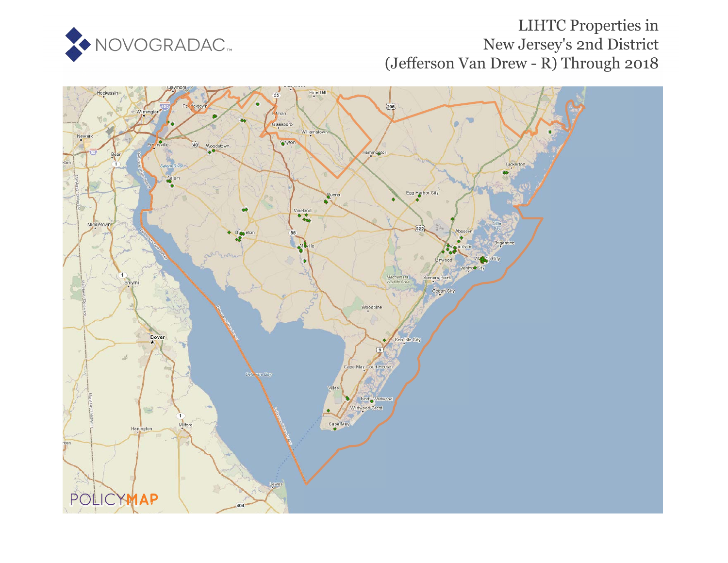# LIHTC Properties in New Jersey's 2nd District (Jefferson Van Drew - R) Through 2018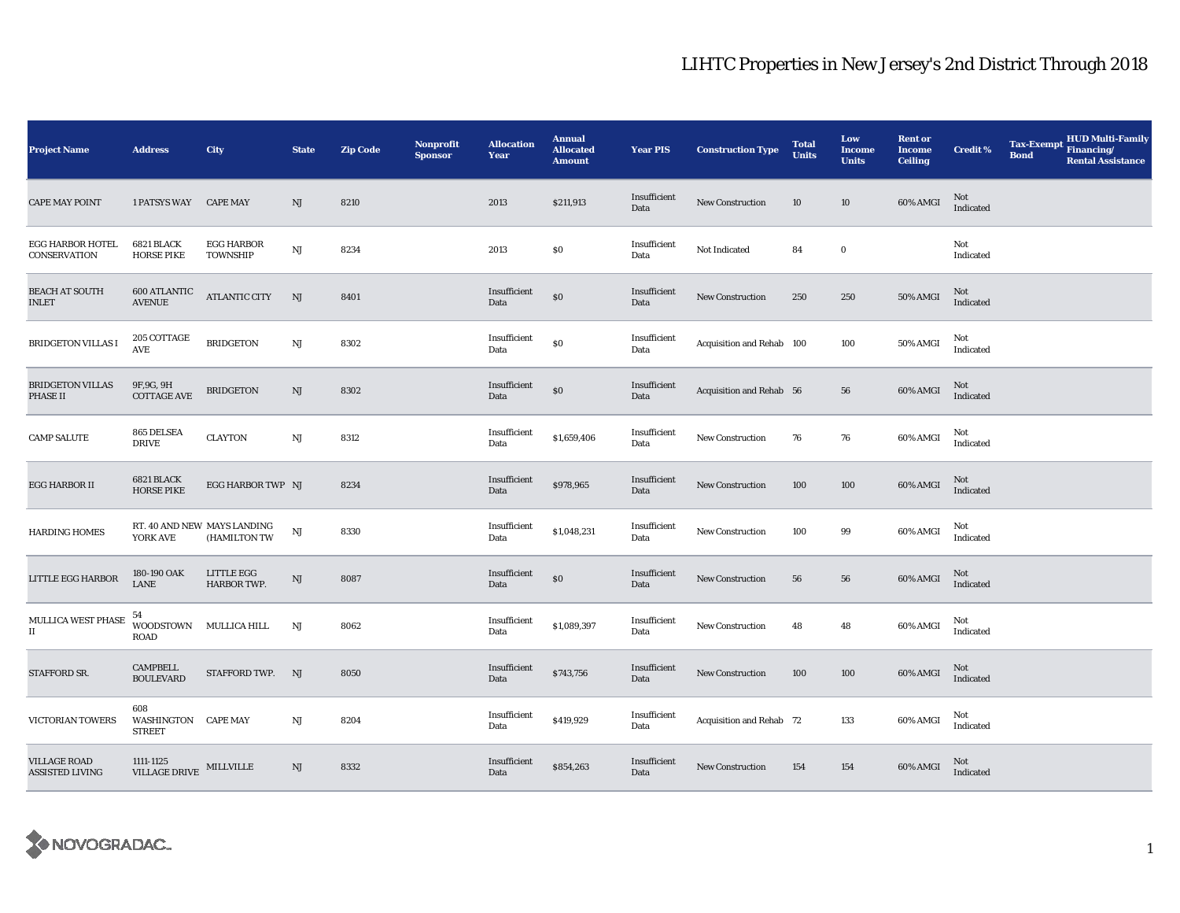# LIHTC Properties in New Jersey's 2nd District Through 2018

| Project Name | Address | City | State | Zip Code | Nonprofit Sponsor | Allocation Year | Annual Allocated Amount | Year PIS | Construction Type | Total Units | Low Income Units | Rent or Income Ceiling | Credit % | Tax-Exempt Bond | HUD Multi-Family Financing/ Rental Assistance |
|---|---|---|---|---|---|---|---|---|---|---|---|---|---|---|---|
| CAPE MAY POINT | 1 PATSYS WAY | CAPE MAY | NJ | 8210 | | 2013 | $211,913 | Insufficient Data | New Construction | 10 | 10 | 60% AMGI | Not Indicated | | |
| EGG HARBOR HOTEL CONSERVATION | 6821 BLACK HORSE PIKE | EGG HARBOR TOWNSHIP | NJ | 8234 | | 2013 | $0 | Insufficient Data | Not Indicated | 84 | 0 | | Not Indicated | | |
| BEACH AT SOUTH INLET | 600 ATLANTIC AVENUE | ATLANTIC CITY | NJ | 8401 | | Insufficient Data | $0 | Insufficient Data | New Construction | 250 | 250 | 50% AMGI | Not Indicated | | |
| BRIDGETON VILLAS I | 205 COTTAGE AVE | BRIDGETON | NJ | 8302 | | Insufficient Data | $0 | Insufficient Data | Acquisition and Rehab | 100 | 100 | 50% AMGI | Not Indicated | | |
| BRIDGETON VILLAS PHASE II | 9F,9G, 9H COTTAGE AVE | BRIDGETON | NJ | 8302 | | Insufficient Data | $0 | Insufficient Data | Acquisition and Rehab | 56 | 56 | 60% AMGI | Not Indicated | | |
| CAMP SALUTE | 865 DELSEA DRIVE | CLAYTON | NJ | 8312 | | Insufficient Data | $1,659,406 | Insufficient Data | New Construction | 76 | 76 | 60% AMGI | Not Indicated | | |
| EGG HARBOR II | 6821 BLACK HORSE PIKE | EGG HARBOR TWP | NJ | 8234 | | Insufficient Data | $978,965 | Insufficient Data | New Construction | 100 | 100 | 60% AMGI | Not Indicated | | |
| HARDING HOMES | RT. 40 AND NEW YORK AVE | MAYS LANDING (HAMILTON TW | NJ | 8330 | | Insufficient Data | $1,048,231 | Insufficient Data | New Construction | 100 | 99 | 60% AMGI | Not Indicated | | |
| LITTLE EGG HARBOR | 180-190 OAK LANE | LITTLE EGG HARBOR TWP. | NJ | 8087 | | Insufficient Data | $0 | Insufficient Data | New Construction | 56 | 56 | 60% AMGI | Not Indicated | | |
| MULLICA WEST PHASE II | 54 WOODSTOWN ROAD | MULLICA HILL | NJ | 8062 | | Insufficient Data | $1,089,397 | Insufficient Data | New Construction | 48 | 48 | 60% AMGI | Not Indicated | | |
| STAFFORD SR. | CAMPBELL BOULEVARD | STAFFORD TWP. | NJ | 8050 | | Insufficient Data | $743,756 | Insufficient Data | New Construction | 100 | 100 | 60% AMGI | Not Indicated | | |
| VICTORIAN TOWERS | 608 WASHINGTON STREET | CAPE MAY | NJ | 8204 | | Insufficient Data | $419,929 | Insufficient Data | Acquisition and Rehab | 72 | 133 | 60% AMGI | Not Indicated | | |
| VILLAGE ROAD ASSISTED LIVING | 1111-1125 VILLAGE DRIVE | MILLVILLE | NJ | 8332 | | Insufficient Data | $854,263 | Insufficient Data | New Construction | 154 | 154 | 60% AMGI | Not Indicated | | |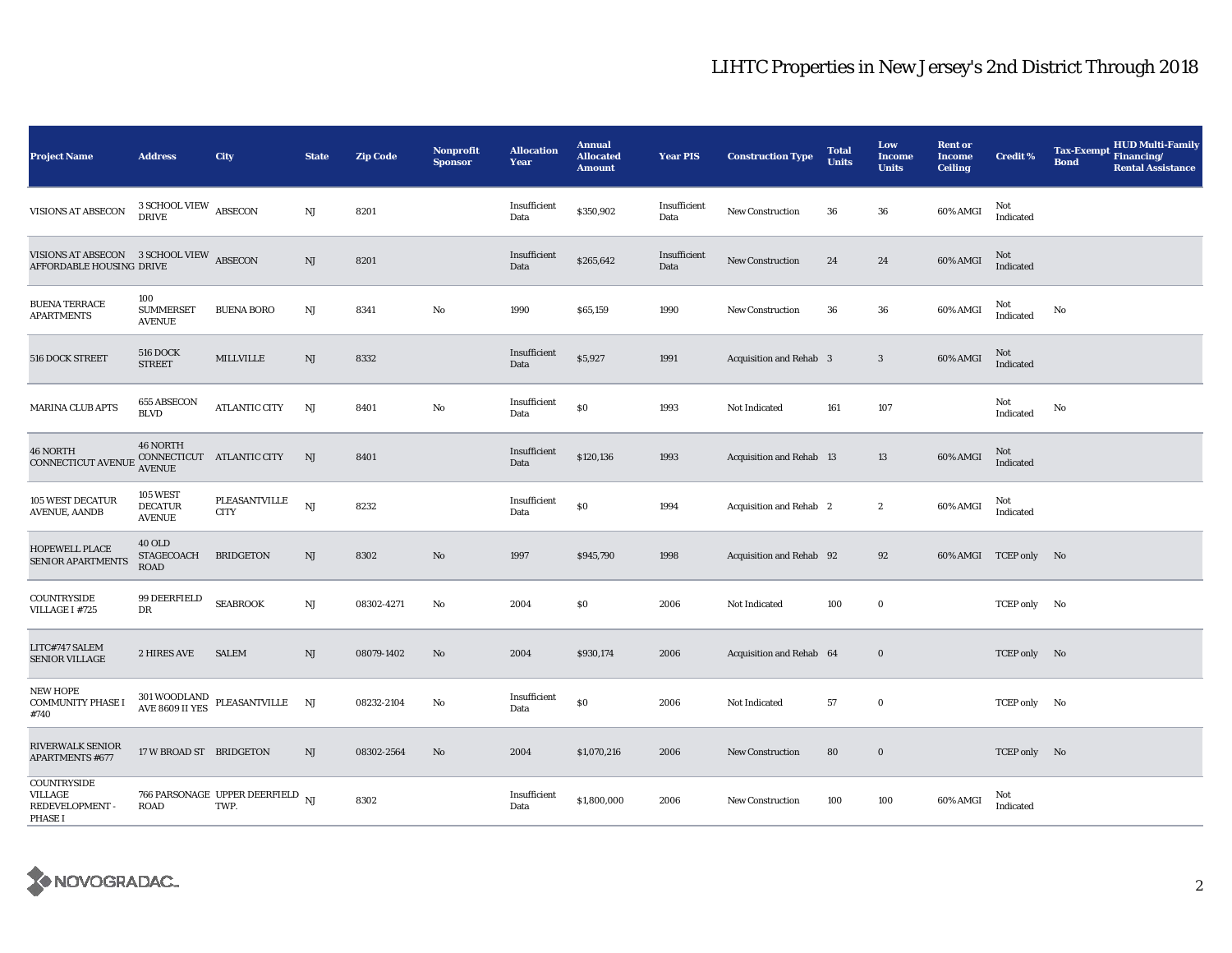# LIHTC Properties in New Jersey's 2nd District Through 2018

| Project Name | Address | City | State | Zip Code | Nonprofit Sponsor | Allocation Year | Annual Allocated Amount | Year PIS | Construction Type | Total Units | Low Income Units | Rent or Income Ceiling | Credit % | Tax-Exempt Bond | HUD Multi-Family Financing/ Rental Assistance |
|---|---|---|---|---|---|---|---|---|---|---|---|---|---|---|---|
| VISIONS AT ABSECON | 3 SCHOOL VIEW DRIVE | ABSECON | NJ | 8201 | | Insufficient Data | $350,902 | Insufficient Data | New Construction | 36 | 36 | 60% AMGI | Not Indicated | | |
| VISIONS AT ABSECON AFFORDABLE HOUSING | 3 SCHOOL VIEW DRIVE | ABSECON | NJ | 8201 | | Insufficient Data | $265,642 | Insufficient Data | New Construction | 24 | 24 | 60% AMGI | Not Indicated | | |
| BUENA TERRACE APARTMENTS | 100 SUMMERSET AVENUE | BUENA BORO | NJ | 8341 | No | 1990 | $65,159 | 1990 | New Construction | 36 | 36 | 60% AMGI | Not Indicated | No | |
| 516 DOCK STREET | 516 DOCK STREET | MILLVILLE | NJ | 8332 | | Insufficient Data | $5,927 | 1991 | Acquisition and Rehab | 3 | 3 | 60% AMGI | Not Indicated | | |
| MARINA CLUB APTS | 655 ABSECON BLVD | ATLANTIC CITY | NJ | 8401 | No | Insufficient Data | $0 | 1993 | Not Indicated | 161 | 107 | | Not Indicated | No | |
| 46 NORTH CONNECTICUT AVENUE | 46 NORTH CONNECTICUT AVENUE | ATLANTIC CITY | NJ | 8401 | | Insufficient Data | $120,136 | 1993 | Acquisition and Rehab | 13 | 13 | 60% AMGI | Not Indicated | | |
| 105 WEST DECATUR AVENUE, AANDB | 105 WEST DECATUR AVENUE | PLEASANTVILLE CITY | NJ | 8232 | | Insufficient Data | $0 | 1994 | Acquisition and Rehab | 2 | 2 | 60% AMGI | Not Indicated | | |
| HOPEWELL PLACE SENIOR APARTMENTS | 40 OLD STAGECOACH ROAD | BRIDGETON | NJ | 8302 | No | 1997 | $945,790 | 1998 | Acquisition and Rehab | 92 | 92 | 60% AMGI | TCEP only | No | |
| COUNTRYSIDE VILLAGE I #725 | 99 DEERFIELD DR | SEABROOK | NJ | 08302-4271 | No | 2004 | $0 | 2006 | Not Indicated | 100 | 0 | | TCEP only | No | |
| LITC#747 SALEM SENIOR VILLAGE | 2 HIRES AVE | SALEM | NJ | 08079-1402 | No | 2004 | $930,174 | 2006 | Acquisition and Rehab | 64 | 0 | | TCEP only | No | |
| NEW HOPE COMMUNITY PHASE I #740 | 301 WOODLAND AVE 8609 II YES | PLEASANTVILLE | NJ | 08232-2104 | No | Insufficient Data | $0 | 2006 | Not Indicated | 57 | 0 | | TCEP only | No | |
| RIVERWALK SENIOR APARTMENTS #677 | 17 W BROAD ST | BRIDGETON | NJ | 08302-2564 | No | 2004 | $1,070,216 | 2006 | New Construction | 80 | 0 | | TCEP only | No | |
| COUNTRYSIDE VILLAGE REDEVELOPMENT - PHASE I | 766 PARSONAGE ROAD | UPPER DEERFIELD TWP. | NJ | 8302 | | Insufficient Data | $1,800,000 | 2006 | New Construction | 100 | 100 | 60% AMGI | Not Indicated | | |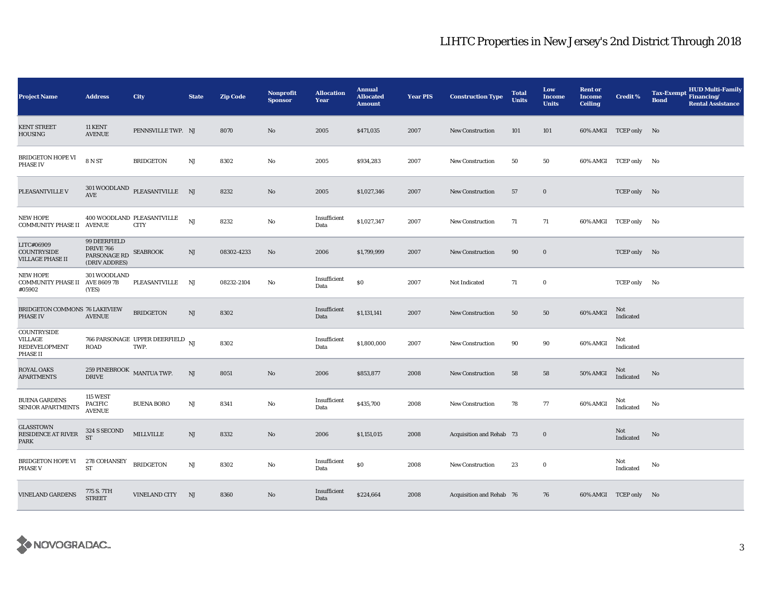# LIHTC Properties in New Jersey's 2nd District Through 2018

| Project Name | Address | City | State | Zip Code | Nonprofit Sponsor | Allocation Year | Annual Allocated Amount | Year PIS | Construction Type | Total Units | Low Income Units | Rent or Income Ceiling | Credit % | Tax-Exempt Bond | HUD Multi-Family Financing/ Rental Assistance |
|---|---|---|---|---|---|---|---|---|---|---|---|---|---|---|---|
| KENT STREET HOUSING | 11 KENT AVENUE | PENNSVILLE TWP. | NJ | 8070 | No | 2005 | $471,035 | 2007 | New Construction | 101 | 101 | 60% AMGI | TCEP only | No | |
| BRIDGETON HOPE VI PHASE IV | 8 N ST | BRIDGETON | NJ | 8302 | No | 2005 | $934,283 | 2007 | New Construction | 50 | 50 | 60% AMGI | TCEP only | No | |
| PLEASANTVILLE V | 301 WOODLAND AVE | PLEASANTVILLE | NJ | 8232 | No | 2005 | $1,027,346 | 2007 | New Construction | 57 | 0 | | TCEP only | No | |
| NEW HOPE COMMUNITY PHASE II | 400 WOODLAND AVENUE | PLEASANTVILLE CITY | NJ | 8232 | No | Insufficient Data | $1,027,347 | 2007 | New Construction | 71 | 71 | 60% AMGI | TCEP only | No | |
| LITC#06909 COUNTRYSIDE VILLAGE PHASE II | 99 DEERFIELD DRIVE 766 PARSONAGE RD (DRIV ADDRES) | SEABROOK | NJ | 08302-4233 | No | 2006 | $1,799,999 | 2007 | New Construction | 90 | 0 | | TCEP only | No | |
| NEW HOPE COMMUNITY PHASE II #05902 | 301 WOODLAND AVE 8609 7B (YES) | PLEASANTVILLE | NJ | 08232-2104 | No | Insufficient Data | $0 | 2007 | Not Indicated | 71 | 0 | | TCEP only | No | |
| BRIDGETON COMMONS PHASE IV | 76 LAKEVIEW AVENUE | BRIDGETON | NJ | 8302 | | Insufficient Data | $1,131,141 | 2007 | New Construction | 50 | 50 | 60% AMGI | Not Indicated | | |
| COUNTRYSIDE VILLAGE REDEVELOPMENT PHASE II | 766 PARSONAGE ROAD | UPPER DEERFIELD TWP. | NJ | 8302 | | Insufficient Data | $1,800,000 | 2007 | New Construction | 90 | 90 | 60% AMGI | Not Indicated | | |
| ROYAL OAKS APARTMENTS | 259 PINEBROOK DRIVE | MANTUA TWP. | NJ | 8051 | No | 2006 | $853,877 | 2008 | New Construction | 58 | 58 | 50% AMGI | Not Indicated | No | |
| BUENA GARDENS SENIOR APARTMENTS | 115 WEST PACIFIC AVENUE | BUENA BORO | NJ | 8341 | No | Insufficient Data | $435,700 | 2008 | New Construction | 78 | 77 | 60% AMGI | Not Indicated | No | |
| GLASSTOWN RESIDENCE AT RIVER PARK | 324 S SECOND ST | MILLVILLE | NJ | 8332 | No | 2006 | $1,151,015 | 2008 | Acquisition and Rehab | 73 | 0 | | Not Indicated | No | |
| BRIDGETON HOPE VI PHASE V | 278 COHANSEY ST | BRIDGETON | NJ | 8302 | No | Insufficient Data | $0 | 2008 | New Construction | 23 | 0 | | Not Indicated | No | |
| VINELAND GARDENS | 775 S. 7TH STREET | VINELAND CITY | NJ | 8360 | No | Insufficient Data | $224,664 | 2008 | Acquisition and Rehab | 76 | 76 | 60% AMGI | TCEP only | No | |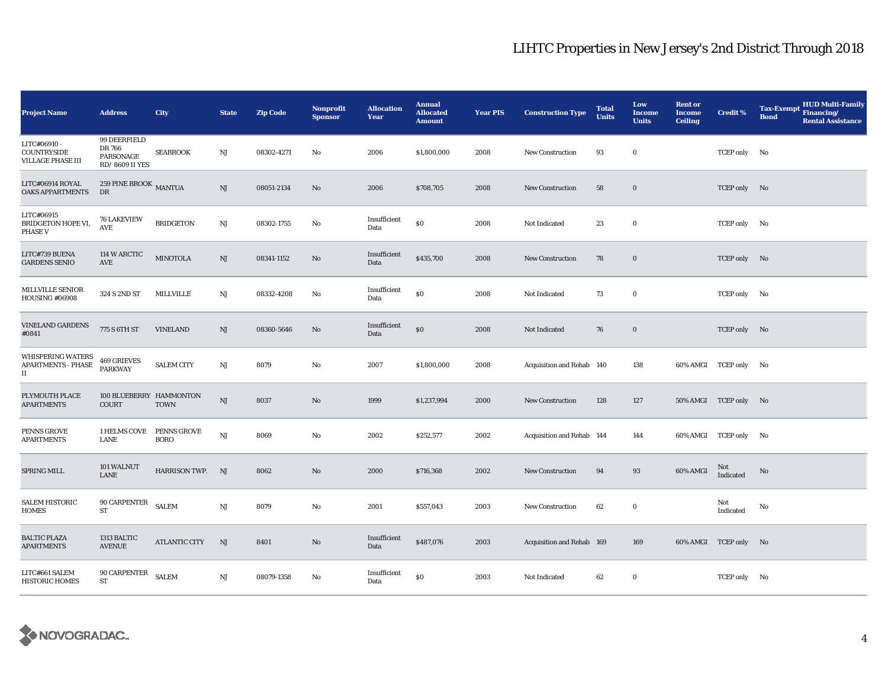# LIHTC Properties in New Jersey's 2nd District Through 2018

| Project Name | Address | City | State | Zip Code | Nonprofit Sponsor | Allocation Year | Annual Allocated Amount | Year PIS | Construction Type | Total Units | Low Income Units | Rent or Income Ceiling | Credit % | Tax-Exempt Bond | HUD Multi-Family Financing/ Rental Assistance |
|---|---|---|---|---|---|---|---|---|---|---|---|---|---|---|---|
| LITC#06910 - COUNTRYSIDE VILLAGE PHASE III | 99 DEERFIELD DR 766 PARSONAGE RD/ 8609 II YES | SEABROOK | NJ | 08302-4271 | No | 2006 | $1,800,000 | 2008 | New Construction | 93 | 0 | | TCEP only | No | |
| LITC#06914 ROYAL OAKS APPARTMENTS | 259 PINE BROOK DR | MANTUA | NJ | 08051-2134 | No | 2006 | $708,705 | 2008 | New Construction | 58 | 0 | | TCEP only | No | |
| LITC#06915 BRIDGETON HOPE VI, PHASE V | 76 LAKEVIEW AVE | BRIDGETON | NJ | 08302-1755 | No | Insufficient Data | $0 | 2008 | Not Indicated | 23 | 0 | | TCEP only | No | |
| LITC#739 BUENA GARDENS SENIO | 114 W ARCTIC AVE | MINOTOLA | NJ | 08341-1152 | No | Insufficient Data | $435,700 | 2008 | New Construction | 78 | 0 | | TCEP only | No | |
| MILLVILLE SENIOR HOUSING #06908 | 324 S 2ND ST | MILLVILLE | NJ | 08332-4208 | No | Insufficient Data | $0 | 2008 | Not Indicated | 73 | 0 | | TCEP only | No | |
| VINELAND GARDENS #0841 | 775 S 6TH ST | VINELAND | NJ | 08360-5646 | No | Insufficient Data | $0 | 2008 | Not Indicated | 76 | 0 | | TCEP only | No | |
| WHISPERING WATERS APARTMENTS - PHASE II | 469 GRIEVES PARKWAY | SALEM CITY | NJ | 8079 | No | 2007 | $1,800,000 | 2008 | Acquisition and Rehab | 140 | 138 | 60% AMGI | TCEP only | No | |
| PLYMOUTH PLACE APARTMENTS | 100 BLUEBERRY COURT | HAMMONTON TOWN | NJ | 8037 | No | 1999 | $1,237,994 | 2000 | New Construction | 128 | 127 | 50% AMGI | TCEP only | No | |
| PENNS GROVE APARTMENTS | 1 HELMS COVE LANE | PENNS GROVE BORO | NJ | 8069 | No | 2002 | $252,577 | 2002 | Acquisition and Rehab | 144 | 144 | 60% AMGI | TCEP only | No | |
| SPRING MILL | 101 WALNUT LANE | HARRISON TWP. | NJ | 8062 | No | 2000 | $716,368 | 2002 | New Construction | 94 | 93 | 60% AMGI | Not Indicated | No | |
| SALEM HISTORIC HOMES | 90 CARPENTER ST | SALEM | NJ | 8079 | No | 2001 | $557,043 | 2003 | New Construction | 62 | 0 | | Not Indicated | No | |
| BALTIC PLAZA APARTMENTS | 1313 BALTIC AVENUE | ATLANTIC CITY | NJ | 8401 | No | Insufficient Data | $487,076 | 2003 | Acquisition and Rehab | 169 | 169 | 60% AMGI | TCEP only | No | |
| LITC#661 SALEM HISTORIC HOMES | 90 CARPENTER ST | SALEM | NJ | 08079-1358 | No | Insufficient Data | $0 | 2003 | Not Indicated | 62 | 0 | | TCEP only | No | |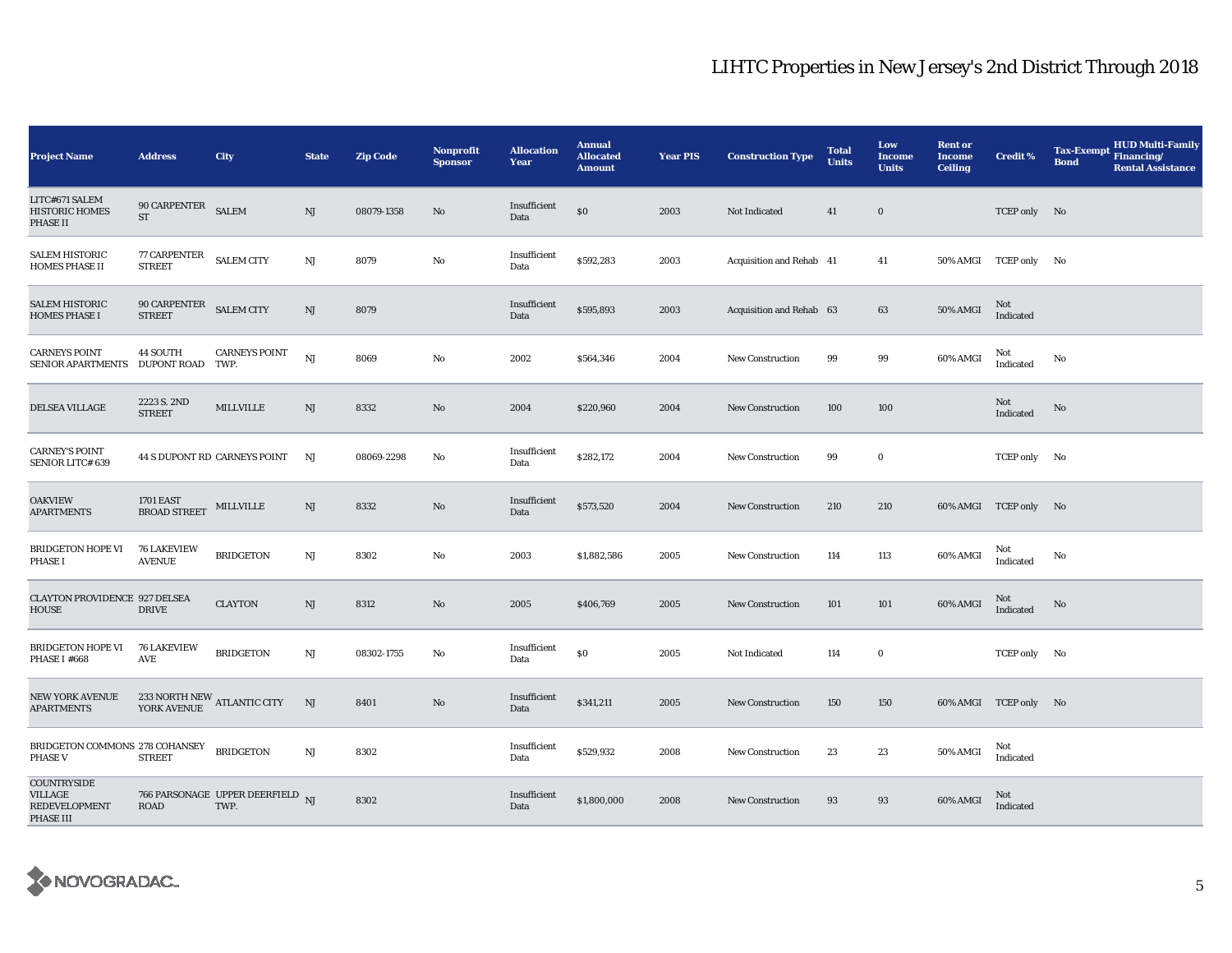# LIHTC Properties in New Jersey's 2nd District Through 2018

| Project Name | Address | City | State | Zip Code | Nonprofit Sponsor | Allocation Year | Annual Allocated Amount | Year PIS | Construction Type | Total Units | Low Income Units | Rent or Income Ceiling | Credit % | Tax-Exempt Bond | HUD Multi-Family Financing/ Rental Assistance |
|---|---|---|---|---|---|---|---|---|---|---|---|---|---|---|---|
| LITC#671 SALEM HISTORIC HOMES PHASE II | 90 CARPENTER ST | SALEM | NJ | 08079-1358 | No | Insufficient Data | $0 | 2003 | Not Indicated | 41 | 0 | | TCEP only | No | |
| SALEM HISTORIC HOMES PHASE II | 77 CARPENTER STREET | SALEM CITY | NJ | 8079 | No | Insufficient Data | $592,283 | 2003 | Acquisition and Rehab | 41 | 41 | 50% AMGI | TCEP only | No | |
| SALEM HISTORIC HOMES PHASE I | 90 CARPENTER STREET | SALEM CITY | NJ | 8079 | | Insufficient Data | $595,893 | 2003 | Acquisition and Rehab | 63 | 63 | 50% AMGI | Not Indicated | | |
| CARNEYS POINT SENIOR APARTMENTS | 44 SOUTH DUPONT ROAD | CARNEYS POINT TWP. | NJ | 8069 | No | 2002 | $564,346 | 2004 | New Construction | 99 | 99 | 60% AMGI | Not Indicated | No | |
| DELSEA VILLAGE | 2223 S. 2ND STREET | MILLVILLE | NJ | 8332 | No | 2004 | $220,960 | 2004 | New Construction | 100 | 100 | | Not Indicated | No | |
| CARNEY'S POINT SENIOR LITC# 639 | 44 S DUPONT RD | CARNEYS POINT | NJ | 08069-2298 | No | Insufficient Data | $282,172 | 2004 | New Construction | 99 | 0 | | TCEP only | No | |
| OAKVIEW APARTMENTS | 1701 EAST BROAD STREET | MILLVILLE | NJ | 8332 | No | Insufficient Data | $573,520 | 2004 | New Construction | 210 | 210 | 60% AMGI | TCEP only | No | |
| BRIDGETON HOPE VI PHASE I | 76 LAKEVIEW AVENUE | BRIDGETON | NJ | 8302 | No | 2003 | $1,882,586 | 2005 | New Construction | 114 | 113 | 60% AMGI | Not Indicated | No | |
| CLAYTON PROVIDENCE HOUSE | 927 DELSEA DRIVE | CLAYTON | NJ | 8312 | No | 2005 | $406,769 | 2005 | New Construction | 101 | 101 | 60% AMGI | Not Indicated | No | |
| BRIDGETON HOPE VI PHASE I #668 | 76 LAKEVIEW AVE | BRIDGETON | NJ | 08302-1755 | No | Insufficient Data | $0 | 2005 | Not Indicated | 114 | 0 | | TCEP only | No | |
| NEW YORK AVENUE APARTMENTS | 233 NORTH NEW YORK AVENUE | ATLANTIC CITY | NJ | 8401 | No | Insufficient Data | $341,211 | 2005 | New Construction | 150 | 150 | 60% AMGI | TCEP only | No | |
| BRIDGETON COMMONS PHASE V | 278 COHANSEY STREET | BRIDGETON | NJ | 8302 | | Insufficient Data | $529,932 | 2008 | New Construction | 23 | 23 | 50% AMGI | Not Indicated | | |
| COUNTRYSIDE VILLAGE REDEVELOPMENT PHASE III | 766 PARSONAGE ROAD | UPPER DEERFIELD TWP. | NJ | 8302 | | Insufficient Data | $1,800,000 | 2008 | New Construction | 93 | 93 | 60% AMGI | Not Indicated | | |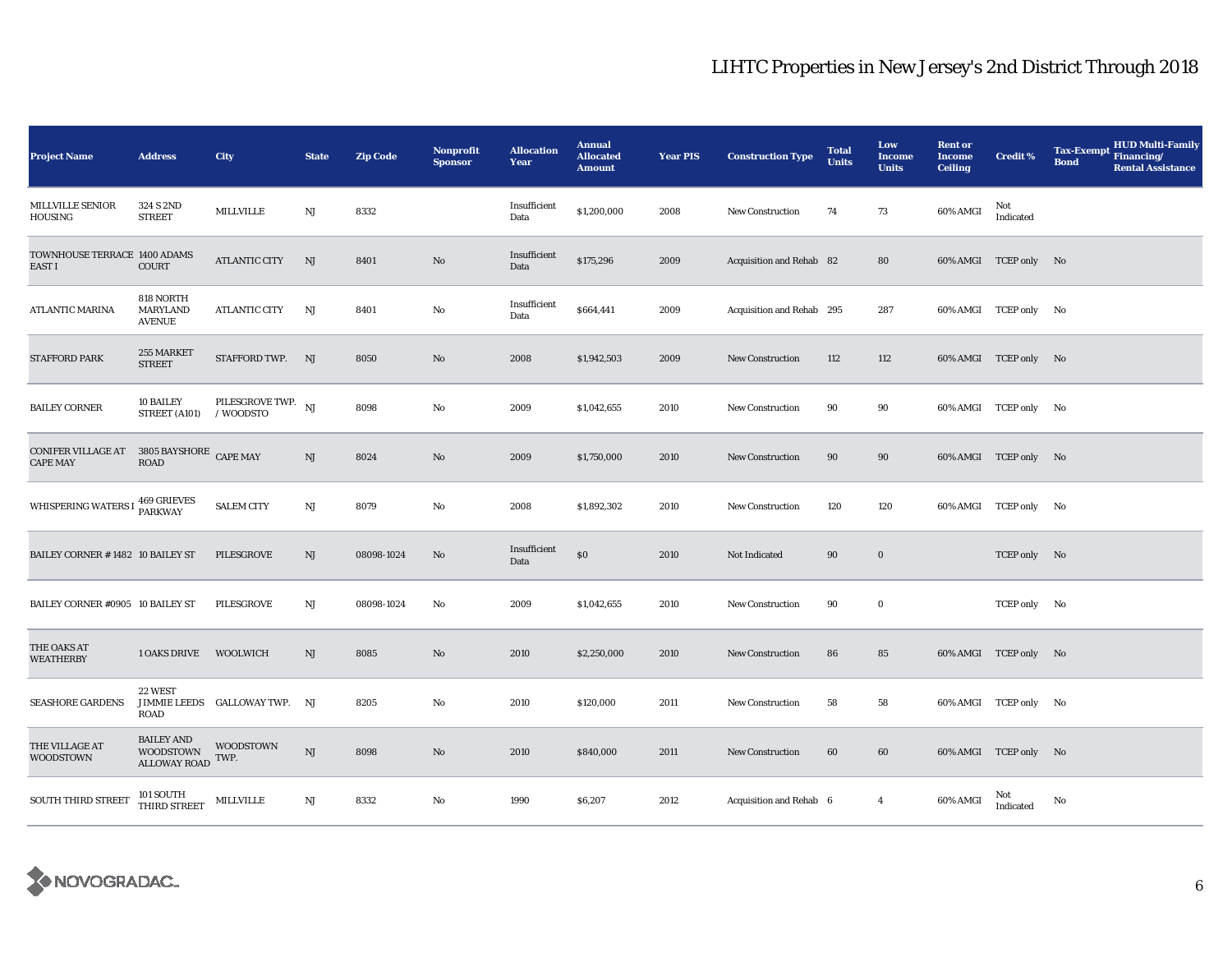# LIHTC Properties in New Jersey's 2nd District Through 2018

| Project Name | Address | City | State | Zip Code | Nonprofit Sponsor | Allocation Year | Annual Allocated Amount | Year PIS | Construction Type | Total Units | Low Income Units | Rent or Income Ceiling | Credit % | Tax-Exempt Bond | HUD Multi-Family Financing/ Rental Assistance |
|---|---|---|---|---|---|---|---|---|---|---|---|---|---|---|---|
| MILLVILLE SENIOR HOUSING | 324 S 2ND STREET | MILLVILLE | NJ | 8332 | | Insufficient Data | $1,200,000 | 2008 | New Construction | 74 | 73 | 60% AMGI | Not Indicated | | |
| TOWNHOUSE TERRACE EAST I | 1400 ADAMS COURT | ATLANTIC CITY | NJ | 8401 | No | Insufficient Data | $175,296 | 2009 | Acquisition and Rehab | 82 | 80 | 60% AMGI | TCEP only | No | |
| ATLANTIC MARINA | 818 NORTH MARYLAND AVENUE | ATLANTIC CITY | NJ | 8401 | No | Insufficient Data | $664,441 | 2009 | Acquisition and Rehab | 295 | 287 | 60% AMGI | TCEP only | No | |
| STAFFORD PARK | 255 MARKET STREET | STAFFORD TWP. | NJ | 8050 | No | 2008 | $1,942,503 | 2009 | New Construction | 112 | 112 | 60% AMGI | TCEP only | No | |
| BAILEY CORNER | 10 BAILEY STREET (A101) | PILESGROVE TWP. / WOODSTO | NJ | 8098 | No | 2009 | $1,042,655 | 2010 | New Construction | 90 | 90 | 60% AMGI | TCEP only | No | |
| CONIFER VILLAGE AT CAPE MAY | 3805 BAYSHORE ROAD | CAPE MAY | NJ | 8024 | No | 2009 | $1,750,000 | 2010 | New Construction | 90 | 90 | 60% AMGI | TCEP only | No | |
| WHISPERING WATERS I | 469 GRIEVES PARKWAY | SALEM CITY | NJ | 8079 | No | 2008 | $1,892,302 | 2010 | New Construction | 120 | 120 | 60% AMGI | TCEP only | No | |
| BAILEY CORNER # 1482 | 10 BAILEY ST | PILESGROVE | NJ | 08098-1024 | No | Insufficient Data | $0 | 2010 | Not Indicated | 90 | 0 | | TCEP only | No | |
| BAILEY CORNER #0905 | 10 BAILEY ST | PILESGROVE | NJ | 08098-1024 | No | 2009 | $1,042,655 | 2010 | New Construction | 90 | 0 | | TCEP only | No | |
| THE OAKS AT WEATHERBY | 1 OAKS DRIVE | WOOLWICH | NJ | 8085 | No | 2010 | $2,250,000 | 2010 | New Construction | 86 | 85 | 60% AMGI | TCEP only | No | |
| SEASHORE GARDENS | 22 WEST JIMMIE LEEDS ROAD | GALLOWAY TWP. | NJ | 8205 | No | 2010 | $120,000 | 2011 | New Construction | 58 | 58 | 60% AMGI | TCEP only | No | |
| THE VILLAGE AT WOODSTOWN | BAILEY AND WOODSTOWN ALLOWAY ROAD | WOODSTOWN TWP. | NJ | 8098 | No | 2010 | $840,000 | 2011 | New Construction | 60 | 60 | 60% AMGI | TCEP only | No | |
| SOUTH THIRD STREET | 101 SOUTH THIRD STREET | MILLVILLE | NJ | 8332 | No | 1990 | $6,207 | 2012 | Acquisition and Rehab | 6 | 4 | 60% AMGI | Not Indicated | No | |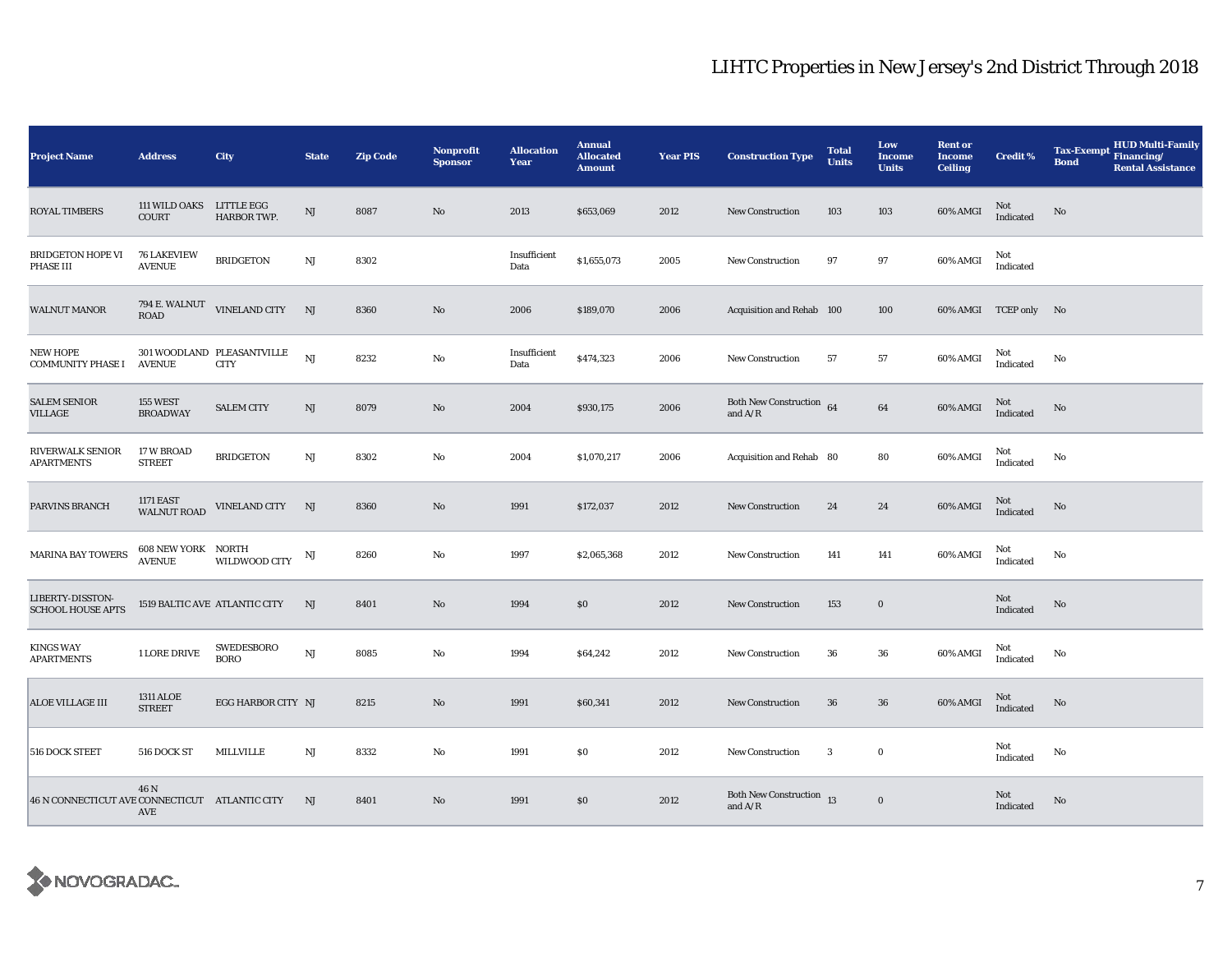# LIHTC Properties in New Jersey's 2nd District Through 2018

| Project Name | Address | City | State | Zip Code | Nonprofit Sponsor | Allocation Year | Annual Allocated Amount | Year PIS | Construction Type | Total Units | Low Income Units | Rent or Income Ceiling | Credit % | Tax-Exempt Bond | HUD Multi-Family Financing/ Rental Assistance |
|---|---|---|---|---|---|---|---|---|---|---|---|---|---|---|---|
| ROYAL TIMBERS | 111 WILD OAKS COURT | LITTLE EGG HARBOR TWP. | NJ | 8087 | No | 2013 | $653,069 | 2012 | New Construction | 103 | 103 | 60% AMGI | Not Indicated | No | |
| BRIDGETON HOPE VI PHASE III | 76 LAKEVIEW AVENUE | BRIDGETON | NJ | 8302 | | Insufficient Data | $1,655,073 | 2005 | New Construction | 97 | 97 | 60% AMGI | Not Indicated | | |
| WALNUT MANOR | 794 E. WALNUT ROAD | VINELAND CITY | NJ | 8360 | No | 2006 | $189,070 | 2006 | Acquisition and Rehab | 100 | 100 | 60% AMGI | TCEP only | No | |
| NEW HOPE COMMUNITY PHASE I | 301 WOODLAND AVENUE | PLEASANTVILLE CITY | NJ | 8232 | No | Insufficient Data | $474,323 | 2006 | New Construction | 57 | 57 | 60% AMGI | Not Indicated | No | |
| SALEM SENIOR VILLAGE | 155 WEST BROADWAY | SALEM CITY | NJ | 8079 | No | 2004 | $930,175 | 2006 | Both New Construction and A/R | 64 | 64 | 60% AMGI | Not Indicated | No | |
| RIVERWALK SENIOR APARTMENTS | 17 W BROAD STREET | BRIDGETON | NJ | 8302 | No | 2004 | $1,070,217 | 2006 | Acquisition and Rehab | 80 | 80 | 60% AMGI | Not Indicated | No | |
| PARVINS BRANCH | 1171 EAST WALNUT ROAD | VINELAND CITY | NJ | 8360 | No | 1991 | $172,037 | 2012 | New Construction | 24 | 24 | 60% AMGI | Not Indicated | No | |
| MARINA BAY TOWERS | 608 NEW YORK AVENUE | NORTH WILDWOOD CITY | NJ | 8260 | No | 1997 | $2,065,368 | 2012 | New Construction | 141 | 141 | 60% AMGI | Not Indicated | No | |
| LIBERTY-DISSTON-SCHOOL HOUSE APTS | 1519 BALTIC AVE | ATLANTIC CITY | NJ | 8401 | No | 1994 | $0 | 2012 | New Construction | 153 | 0 | | Not Indicated | No | |
| KINGS WAY APARTMENTS | 1 LORE DRIVE | SWEDESBORO BORO | NJ | 8085 | No | 1994 | $64,242 | 2012 | New Construction | 36 | 36 | 60% AMGI | Not Indicated | No | |
| ALOE VILLAGE III | 1311 ALOE STREET | EGG HARBOR CITY | NJ | 8215 | No | 1991 | $60,341 | 2012 | New Construction | 36 | 36 | 60% AMGI | Not Indicated | No | |
| 516 DOCK STEET | 516 DOCK ST | MILLVILLE | NJ | 8332 | No | 1991 | $0 | 2012 | New Construction | 3 | 0 | | Not Indicated | No | |
| 46 N CONNECTICUT AVE | 46 N CONNECTICUT AVE | ATLANTIC CITY | NJ | 8401 | No | 1991 | $0 | 2012 | Both New Construction and A/R | 13 | 0 | | Not Indicated | No | |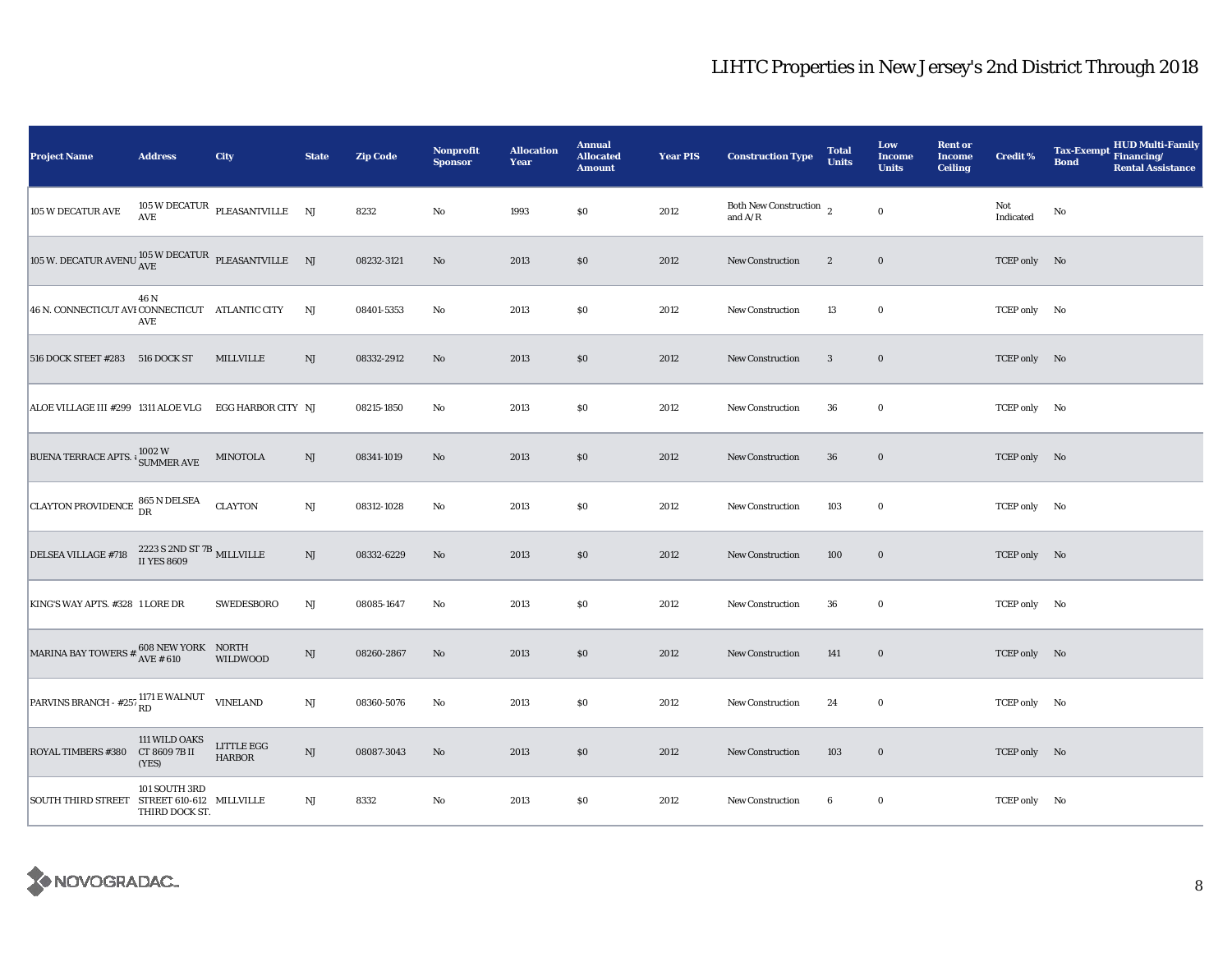# LIHTC Properties in New Jersey's 2nd District Through 2018

| Project Name | Address | City | State | Zip Code | Nonprofit Sponsor | Allocation Year | Annual Allocated Amount | Year PIS | Construction Type | Total Units | Low Income Units | Rent or Income Ceiling | Credit % | Tax-Exempt Bond | HUD Multi-Family Financing/ Rental Assistance |
|---|---|---|---|---|---|---|---|---|---|---|---|---|---|---|---|
| 105 W DECATUR AVE | 105 W DECATUR AVE | PLEASANTVILLE | NJ | 8232 | No | 1993 | $0 | 2012 | Both New Construction and A/R | 2 | 0 | | Not Indicated | No | |
| 105 W. DECATUR AVENU | 105 W DECATUR AVE | PLEASANTVILLE | NJ | 08232-3121 | No | 2013 | $0 | 2012 | New Construction | 2 | 0 | | TCEP only | No | |
| 46 N. CONNECTICUT AVI | 46 N CONNECTICUT AVE | ATLANTIC CITY | NJ | 08401-5353 | No | 2013 | $0 | 2012 | New Construction | 13 | 0 | | TCEP only | No | |
| 516 DOCK STEET #283 | 516 DOCK ST | MILLVILLE | NJ | 08332-2912 | No | 2013 | $0 | 2012 | New Construction | 3 | 0 | | TCEP only | No | |
| ALOE VILLAGE III #299 | 1311 ALOE VLG | EGG HARBOR CITY | NJ | 08215-1850 | No | 2013 | $0 | 2012 | New Construction | 36 | 0 | | TCEP only | No | |
| BUENA TERRACE APTS. | 1002 W SUMMER AVE | MINOTOLA | NJ | 08341-1019 | No | 2013 | $0 | 2012 | New Construction | 36 | 0 | | TCEP only | No | |
| CLAYTON PROVIDENCE | 865 N DELSEA DR | CLAYTON | NJ | 08312-1028 | No | 2013 | $0 | 2012 | New Construction | 103 | 0 | | TCEP only | No | |
| DELSEA VILLAGE #718 | 2223 S 2ND ST 7B II YES 8609 | MILLVILLE | NJ | 08332-6229 | No | 2013 | $0 | 2012 | New Construction | 100 | 0 | | TCEP only | No | |
| KING'S WAY APTS. #328 | 1 LORE DR | SWEDESBORO | NJ | 08085-1647 | No | 2013 | $0 | 2012 | New Construction | 36 | 0 | | TCEP only | No | |
| MARINA BAY TOWERS # | 608 NEW YORK AVE # 610 | NORTH WILDWOOD | NJ | 08260-2867 | No | 2013 | $0 | 2012 | New Construction | 141 | 0 | | TCEP only | No | |
| PARVINS BRANCH - #257 | 1171 E WALNUT RD | VINELAND | NJ | 08360-5076 | No | 2013 | $0 | 2012 | New Construction | 24 | 0 | | TCEP only | No | |
| ROYAL TIMBERS #380 | 111 WILD OAKS CT 8609 7B II (YES) | LITTLE EGG HARBOR | NJ | 08087-3043 | No | 2013 | $0 | 2012 | New Construction | 103 | 0 | | TCEP only | No | |
| SOUTH THIRD STREET | 101 SOUTH 3RD STREET 610-612 THIRD DOCK ST. | MILLVILLE | NJ | 8332 | No | 2013 | $0 | 2012 | New Construction | 6 | 0 | | TCEP only | No | |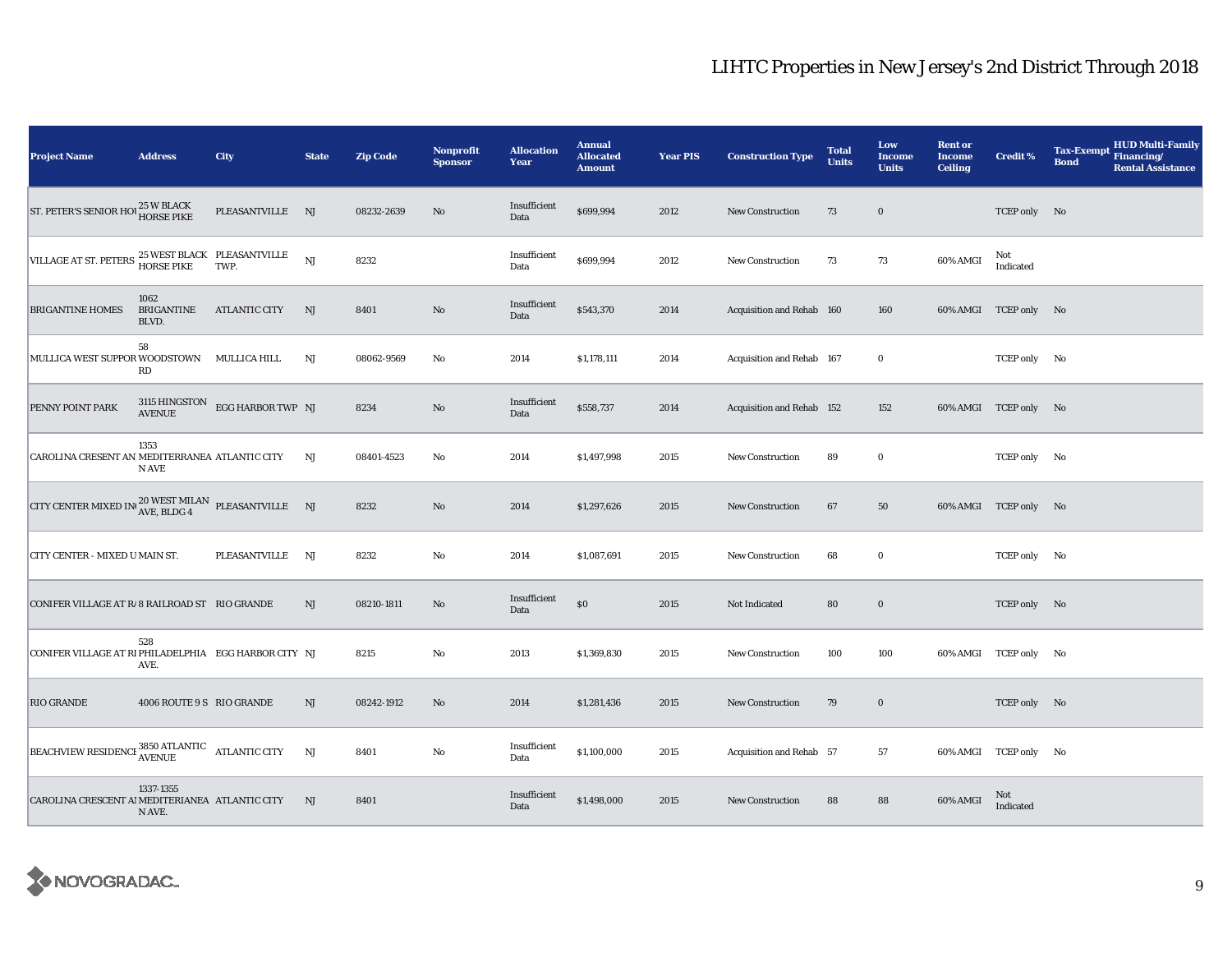# LIHTC Properties in New Jersey's 2nd District Through 2018

| Project Name | Address | City | State | Zip Code | Nonprofit Sponsor | Allocation Year | Annual Allocated Amount | Year PIS | Construction Type | Total Units | Low Income Units | Rent or Income Ceiling | Credit % | Tax-Exempt Bond | HUD Multi-Family Financing/ Rental Assistance |
|---|---|---|---|---|---|---|---|---|---|---|---|---|---|---|---|
| ST. PETER'S SENIOR HOU | 25 W BLACK HORSE PIKE | PLEASANTVILLE | NJ | 08232-2639 | No | Insufficient Data | $699,994 | 2012 | New Construction | 73 | 0 | | TCEP only | No | |
| VILLAGE AT ST. PETERS | 25 WEST BLACK HORSE PIKE | PLEASANTVILLE TWP. | NJ | 8232 | | Insufficient Data | $699,994 | 2012 | New Construction | 73 | 73 | 60% AMGI | Not Indicated | | |
| BRIGANTINE HOMES | 1062 BRIGANTINE BLVD. | ATLANTIC CITY | NJ | 8401 | No | Insufficient Data | $543,370 | 2014 | Acquisition and Rehab | 160 | 160 | 60% AMGI | TCEP only | No | |
| MULLICA WEST SUPPOR | 58 WOODSTOWN RD | MULLICA HILL | NJ | 08062-9569 | No | 2014 | $1,178,111 | 2014 | Acquisition and Rehab | 167 | 0 | | TCEP only | No | |
| PENNY POINT PARK | 3115 HINGSTON AVENUE | EGG HARBOR TWP | NJ | 8234 | No | Insufficient Data | $558,737 | 2014 | Acquisition and Rehab | 152 | 152 | 60% AMGI | TCEP only | No | |
| CAROLINA CRESENT AN | 1353 MEDITERRANEAN AVE | ATLANTIC CITY | NJ | 08401-4523 | No | 2014 | $1,497,998 | 2015 | New Construction | 89 | 0 | | TCEP only | No | |
| CITY CENTER MIXED IN | 20 WEST MILAN AVE, BLDG 4 | PLEASANTVILLE | NJ | 8232 | No | 2014 | $1,297,626 | 2015 | New Construction | 67 | 50 | 60% AMGI | TCEP only | No | |
| CITY CENTER - MIXED U | MAIN ST. | PLEASANTVILLE | NJ | 8232 | No | 2014 | $1,087,691 | 2015 | New Construction | 68 | 0 | | TCEP only | No | |
| CONIFER VILLAGE AT R | 8 RAILROAD ST | RIO GRANDE | NJ | 08210-1811 | No | Insufficient Data | $0 | 2015 | Not Indicated | 80 | 0 | | TCEP only | No | |
| CONIFER VILLAGE AT RI | 528 PHILADELPHIA AVE. | EGG HARBOR CITY | NJ | 8215 | No | 2013 | $1,369,830 | 2015 | New Construction | 100 | 100 | 60% AMGI | TCEP only | No | |
| RIO GRANDE | 4006 ROUTE 9 S | RIO GRANDE | NJ | 08242-1912 | No | 2014 | $1,281,436 | 2015 | New Construction | 79 | 0 | | TCEP only | No | |
| BEACHVIEW RESIDENCE | 3850 ATLANTIC AVENUE | ATLANTIC CITY | NJ | 8401 | No | Insufficient Data | $1,100,000 | 2015 | Acquisition and Rehab | 57 | 57 | 60% AMGI | TCEP only | No | |
| CAROLINA CRESCENT A | 1337-1355 MEDITERIANEAN AVE. | ATLANTIC CITY | NJ | 8401 | | Insufficient Data | $1,498,000 | 2015 | New Construction | 88 | 88 | 60% AMGI | Not Indicated | | |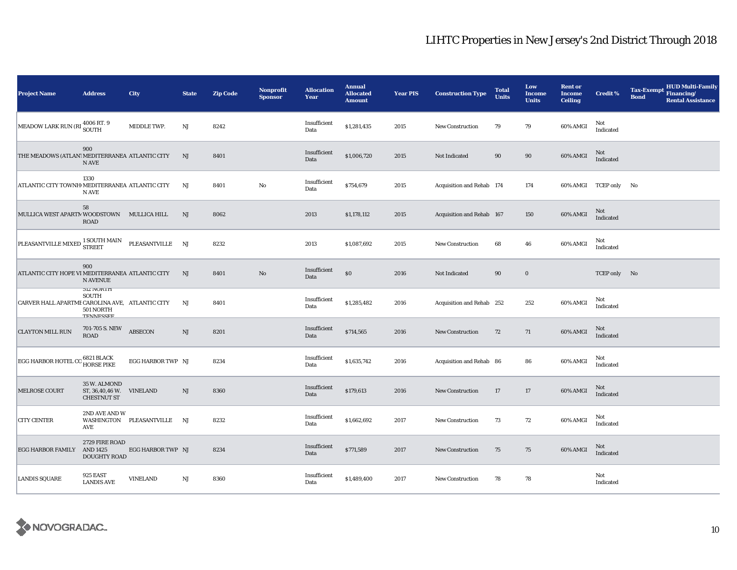# LIHTC Properties in New Jersey's 2nd District Through 2018

| Project Name | Address | City | State | Zip Code | Nonprofit Sponsor | Allocation Year | Annual Allocated Amount | Year PIS | Construction Type | Total Units | Low Income Units | Rent or Income Ceiling | Credit % | Tax-Exempt Bond | HUD Multi-Family Financing/ Rental Assistance |
|---|---|---|---|---|---|---|---|---|---|---|---|---|---|---|---|
| MEADOW LARK RUN (RI | 4006 RT. 9 SOUTH | MIDDLE TWP. | NJ | 8242 | | Insufficient Data | $1,281,435 | 2015 | New Construction | 79 | 79 | 60% AMGI | Not Indicated | | |
| THE MEADOWS (ATLANT | 900 MEDITERRANEA N AVE | ATLANTIC CITY | NJ | 8401 | | Insufficient Data | $1,006,720 | 2015 | Not Indicated | 90 | 90 | 60% AMGI | Not Indicated | | |
| ATLANTIC CITY TOWNH | 1330 MEDITERRANEA N AVE | ATLANTIC CITY | NJ | 8401 | No | Insufficient Data | $754,679 | 2015 | Acquisition and Rehab | 174 | 174 | 60% AMGI | TCEP only | No | |
| MULLICA WEST APARTM | 58 WOODSTOWN ROAD | MULLICA HILL | NJ | 8062 | | 2013 | $1,178,112 | 2015 | Acquisition and Rehab | 167 | 150 | 60% AMGI | Not Indicated | | |
| PLEASANTVILLE MIXED | 1 SOUTH MAIN STREET | PLEASANTVILLE | NJ | 8232 | | 2013 | $1,087,692 | 2015 | New Construction | 68 | 46 | 60% AMGI | Not Indicated | | |
| ATLANTIC CITY HOPE VI | 900 MEDITERRANEA N AVENUE | ATLANTIC CITY | NJ | 8401 | No | Insufficient Data | $0 | 2016 | Not Indicated | 90 | 0 | | TCEP only | No | |
| CARVER HALL APARTME | 512 NORTH SOUTH CAROLINA AVE, 501 NORTH TENNESSEE | ATLANTIC CITY | NJ | 8401 | | Insufficient Data | $1,285,482 | 2016 | Acquisition and Rehab | 252 | 252 | 60% AMGI | Not Indicated | | |
| CLAYTON MILL RUN | 701-705 S. NEW ROAD | ABSECON | NJ | 8201 | | Insufficient Data | $714,565 | 2016 | New Construction | 72 | 71 | 60% AMGI | Not Indicated | | |
| EGG HARBOR HOTEL CO | 6821 BLACK HORSE PIKE | EGG HARBOR TWP | NJ | 8234 | | Insufficient Data | $1,635,742 | 2016 | Acquisition and Rehab | 86 | 86 | 60% AMGI | Not Indicated | | |
| MELROSE COURT | 35 W. ALMOND ST, 36,40,46 W. CHESTNUT ST | VINELAND | NJ | 8360 | | Insufficient Data | $179,613 | 2016 | New Construction | 17 | 17 | 60% AMGI | Not Indicated | | |
| CITY CENTER | 2ND AVE AND W WASHINGTON AVE | PLEASANTVILLE | NJ | 8232 | | Insufficient Data | $1,662,692 | 2017 | New Construction | 73 | 72 | 60% AMGI | Not Indicated | | |
| EGG HARBOR FAMILY | 2729 FIRE ROAD AND 1425 DOUGHTY ROAD | EGG HARBOR TWP | NJ | 8234 | | Insufficient Data | $771,589 | 2017 | New Construction | 75 | 75 | 60% AMGI | Not Indicated | | |
| LANDIS SQUARE | 925 EAST LANDIS AVE | VINELAND | NJ | 8360 | | Insufficient Data | $1,489,400 | 2017 | New Construction | 78 | 78 | | Not Indicated | | |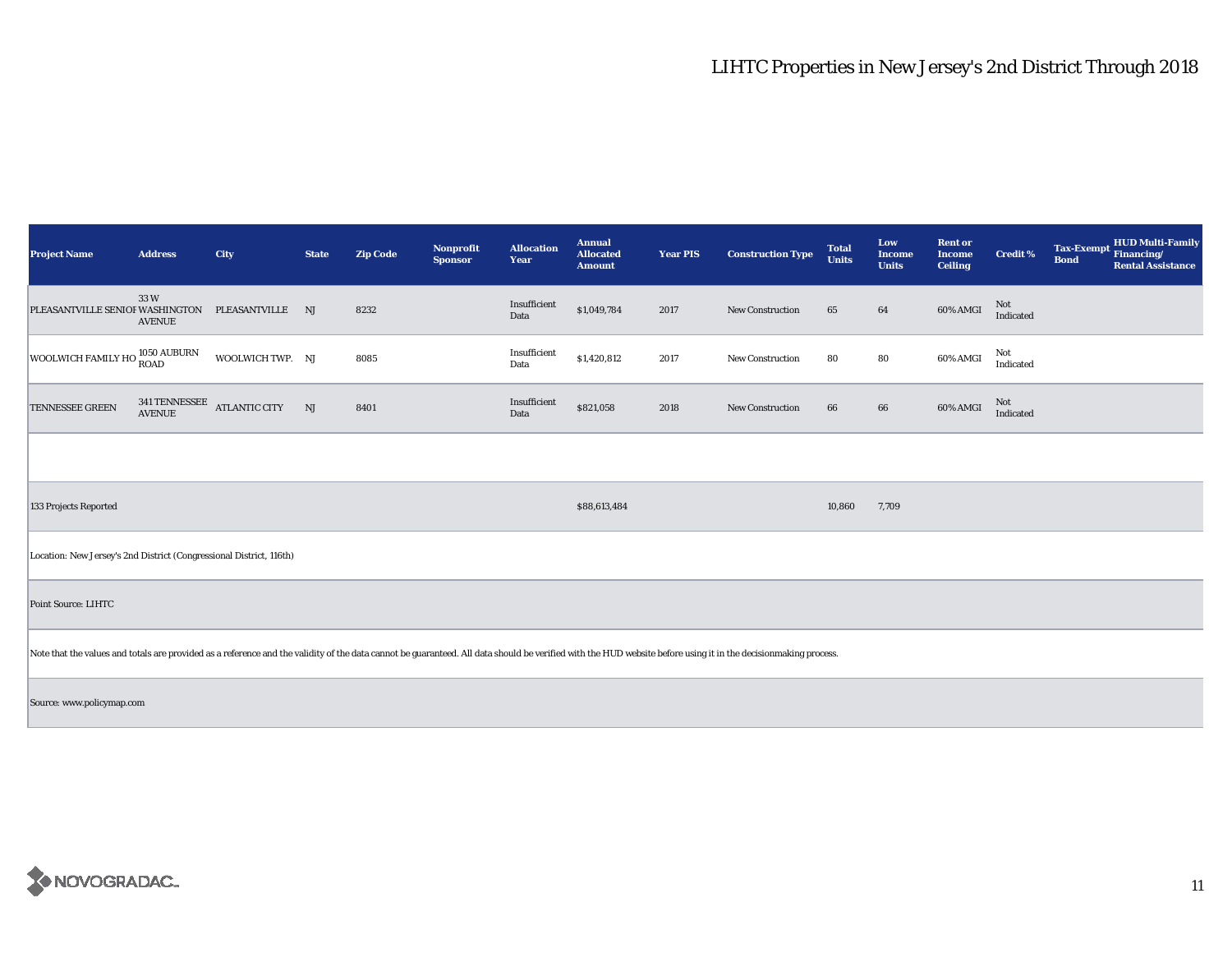# LIHTC Properties in New Jersey's 2nd District Through 2018

| Project Name | Address | City | State | Zip Code | Nonprofit Sponsor | Allocation Year | Annual Allocated Amount | Year PIS | Construction Type | Total Units | Low Income Units | Rent or Income Ceiling | Credit % | Tax-Exempt Bond | HUD Multi-Family Financing/ Rental Assistance |
|---|---|---|---|---|---|---|---|---|---|---|---|---|---|---|---|
| PLEASANTVILLE SENIOR | 33 W WASHINGTON AVENUE | PLEASANTVILLE | NJ | 8232 | | Insufficient Data | $1,049,784 | 2017 | New Construction | 65 | 64 | 60% AMGI | Not Indicated | | |
| WOOLWICH FAMILY HO | 1050 AUBURN ROAD | WOOLWICH TWP. | NJ | 8085 | | Insufficient Data | $1,420,812 | 2017 | New Construction | 80 | 80 | 60% AMGI | Not Indicated | | |
| TENNESSEE GREEN | 341 TENNESSEE AVENUE | ATLANTIC CITY | NJ | 8401 | | Insufficient Data | $821,058 | 2018 | New Construction | 66 | 66 | 60% AMGI | Not Indicated | | |
| | | | | | | | | | | | | | | | |
| 133 Projects Reported | | | | | | | $88,613,484 | | | 10,860 | 7,709 | | | | |

Location: New Jersey's 2nd District (Congressional District, 116th)

Point Source: LIHTC

Note that the values and totals are provided as a reference and the validity of the data cannot be guaranteed. All data should be verified with the HUD website before using it in the decisionmaking process.

Source: www.policymap.com